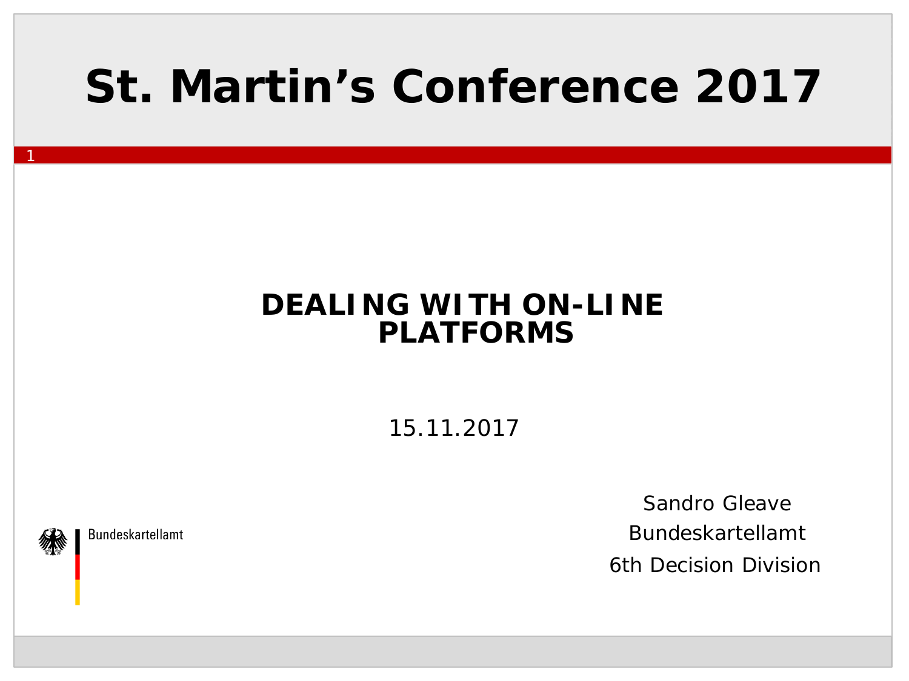# St. Martin's Conference 2017

## DEALING WITH ON-LINE PLATFORMS

15.11.2017

Bundeskartellamt

Sandro Gleave
Bundeskartellamt
6th Decision Division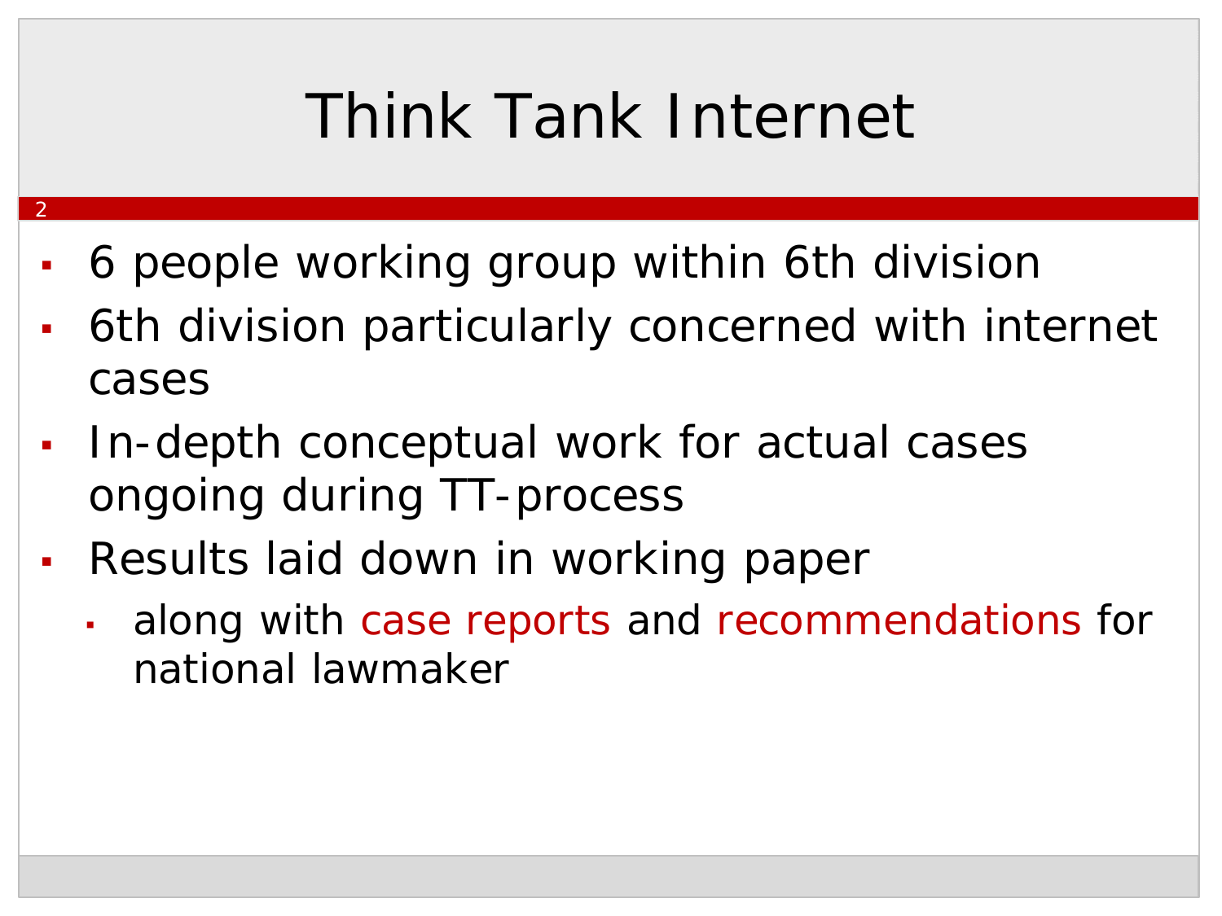# Think Tank Internet

- 6 people working group within 6th division
- 6th division particularly concerned with internet cases
- In-depth conceptual work for actual cases ongoing during TT-process
- Results laid down in working paper
  - along with case reports and recommendations for national lawmaker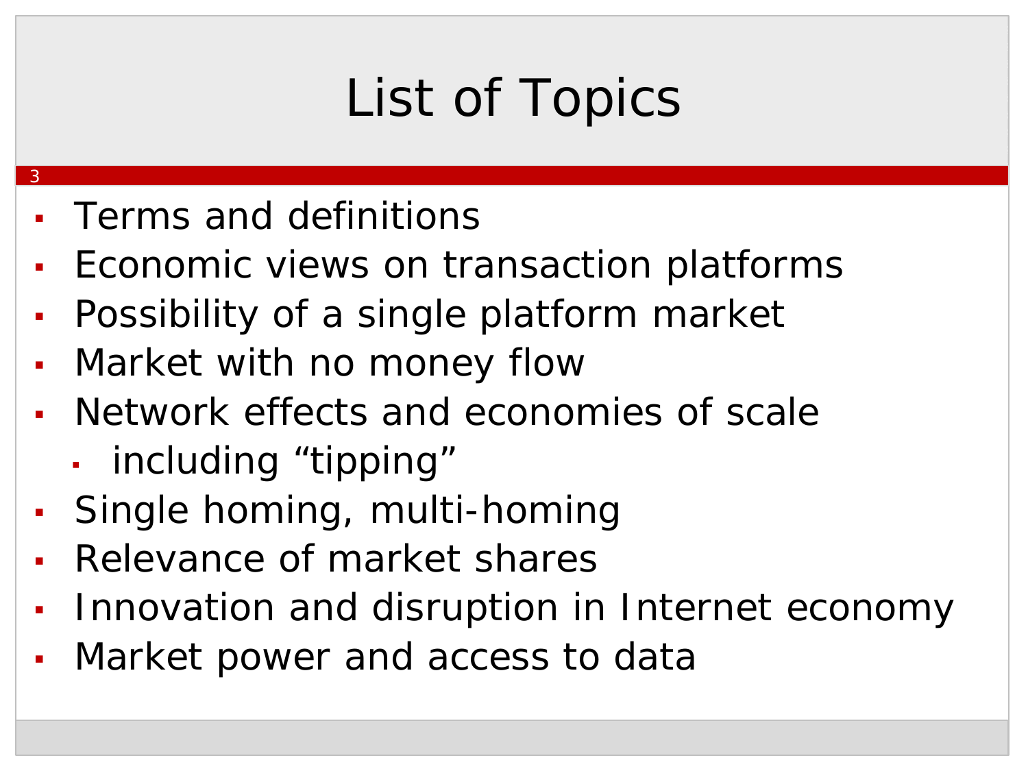# List of Topics

- Terms and definitions
- Economic views on transaction platforms
- Possibility of a single platform market
- Market with no money flow
- Network effects and economies of scale
  - including “tipping”
- Single homing, multi-homing
- Relevance of market shares
- Innovation and disruption in Internet economy
- Market power and access to data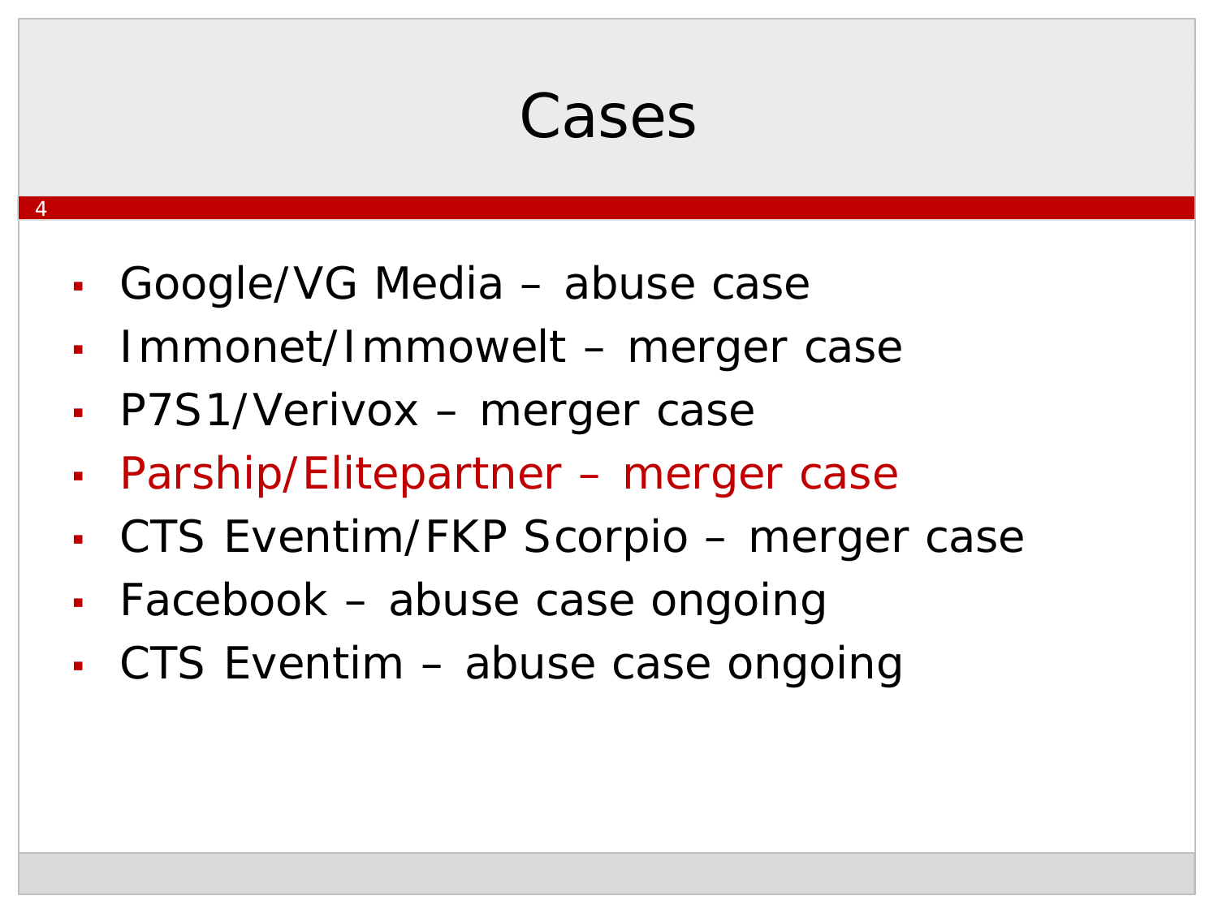# Cases

- Google/VG Media – abuse case
- Immonet/Immowelt – merger case
- P7S1/Verivox – merger case
- Parship/Elitepartner – merger case
- CTS Eventim/FKP Scorpio – merger case
- Facebook – abuse case ongoing
- CTS Eventim – abuse case ongoing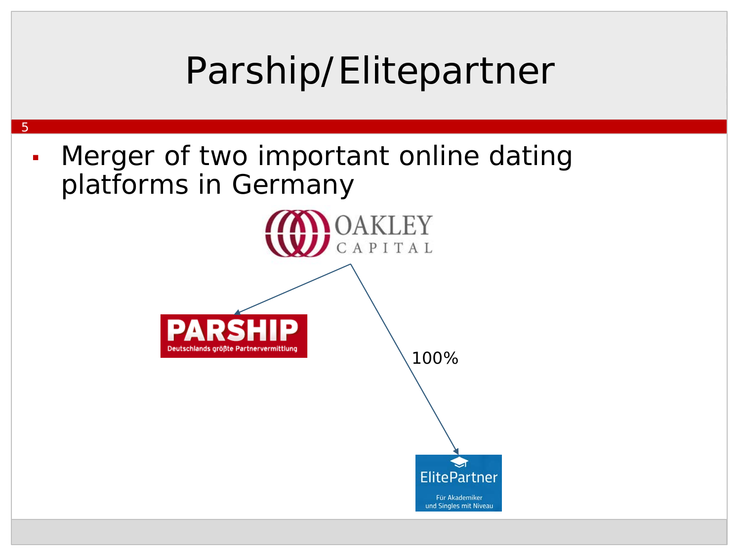# Parship/Elitepartner

- Merger of two important online dating platforms in Germany

OAKLEY CAPITAL

PARSHIP
Deutschlands größte Partnervermittlung

100%

ElitePartner
Für Akademiker und Singles mit Niveau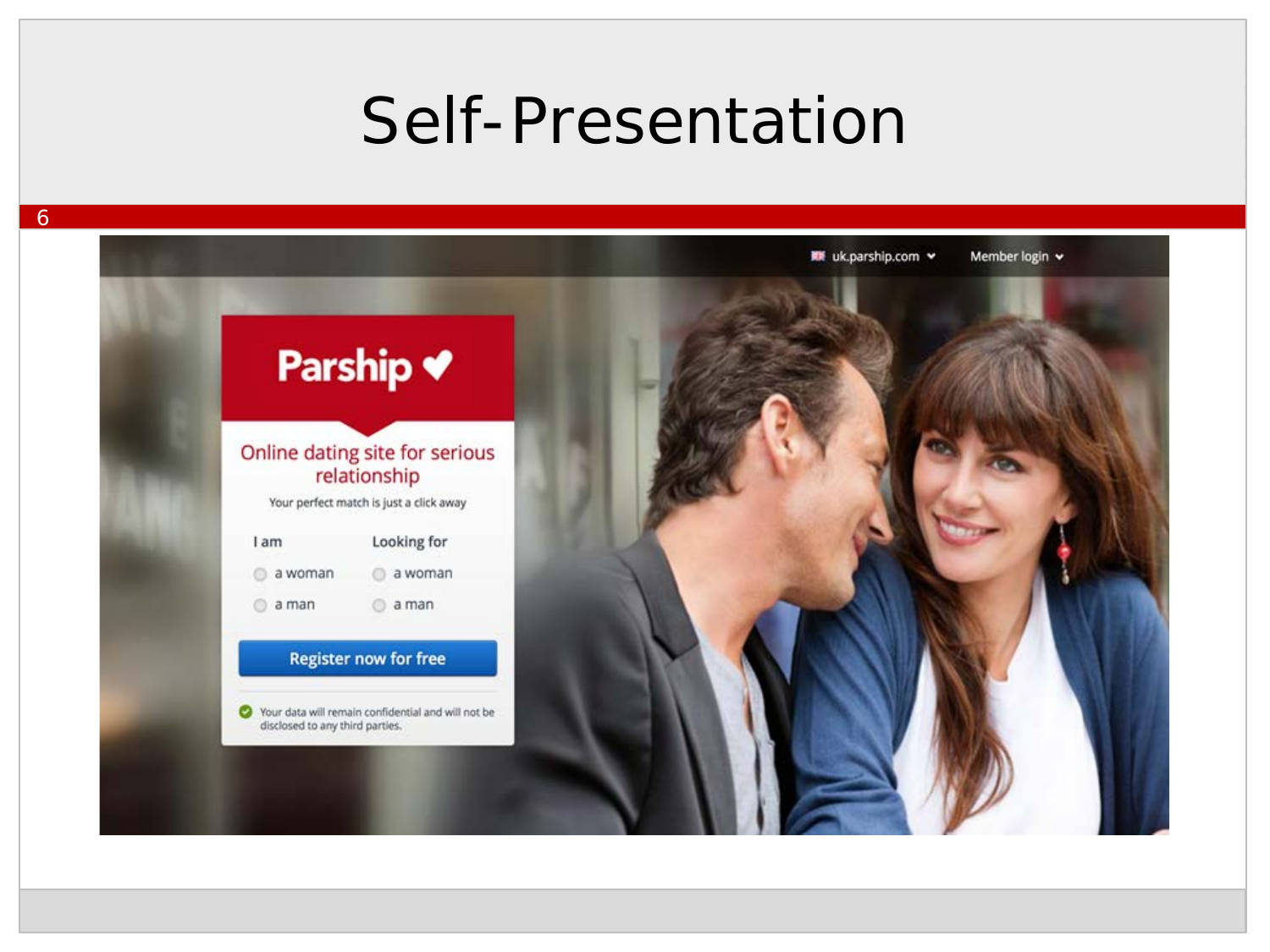# Self-Presentation

uk.parship.com Member login

**Parship**

Online dating site for serious relationship

Your perfect match is just a click away

I am
- a woman
- a man

Looking for
- a woman
- a man

Register now for free

Your data will remain confidential and will not be disclosed to any third parties.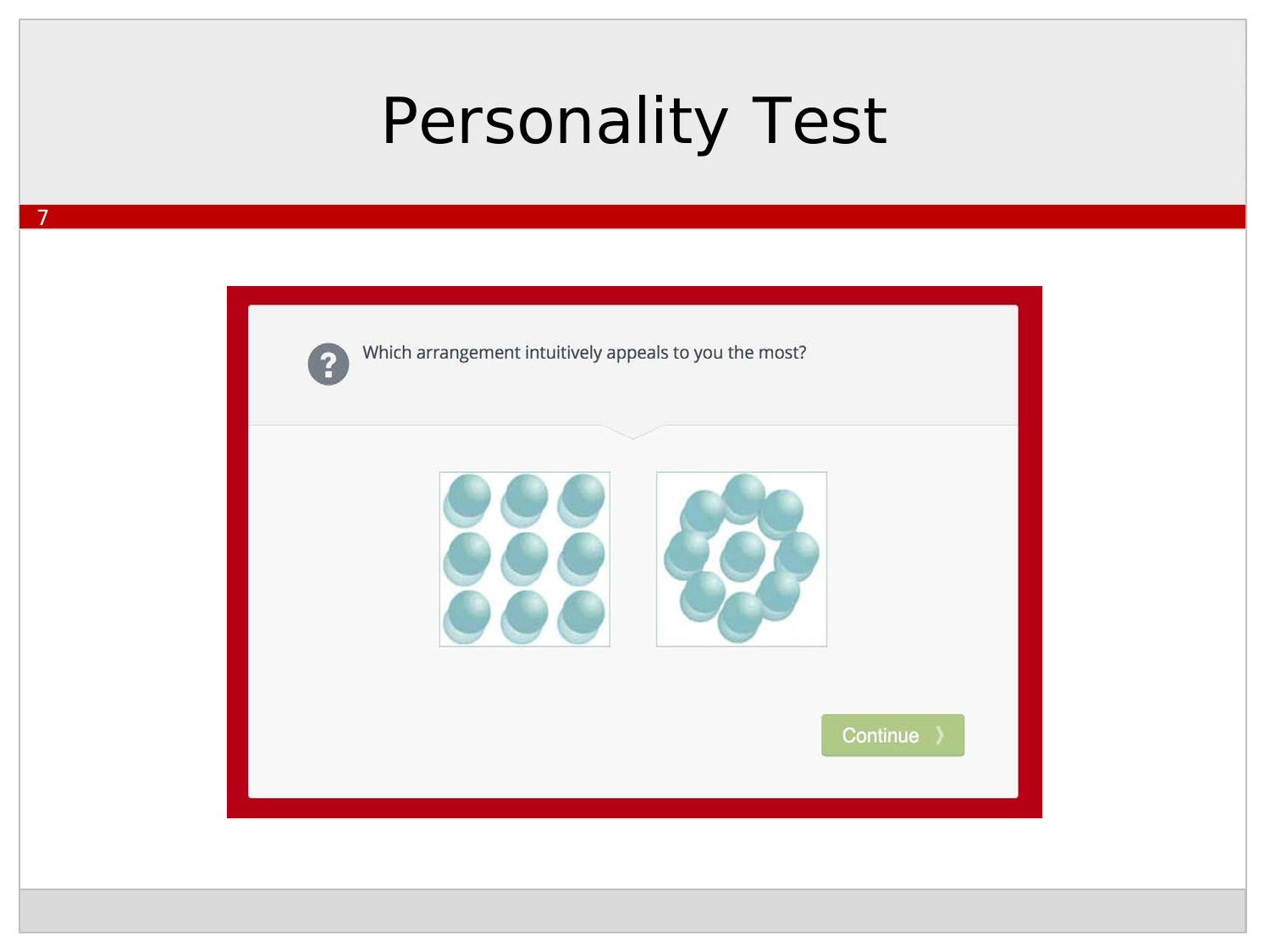# Personality Test

Which arrangement intuitively appeals to you the most?

Continue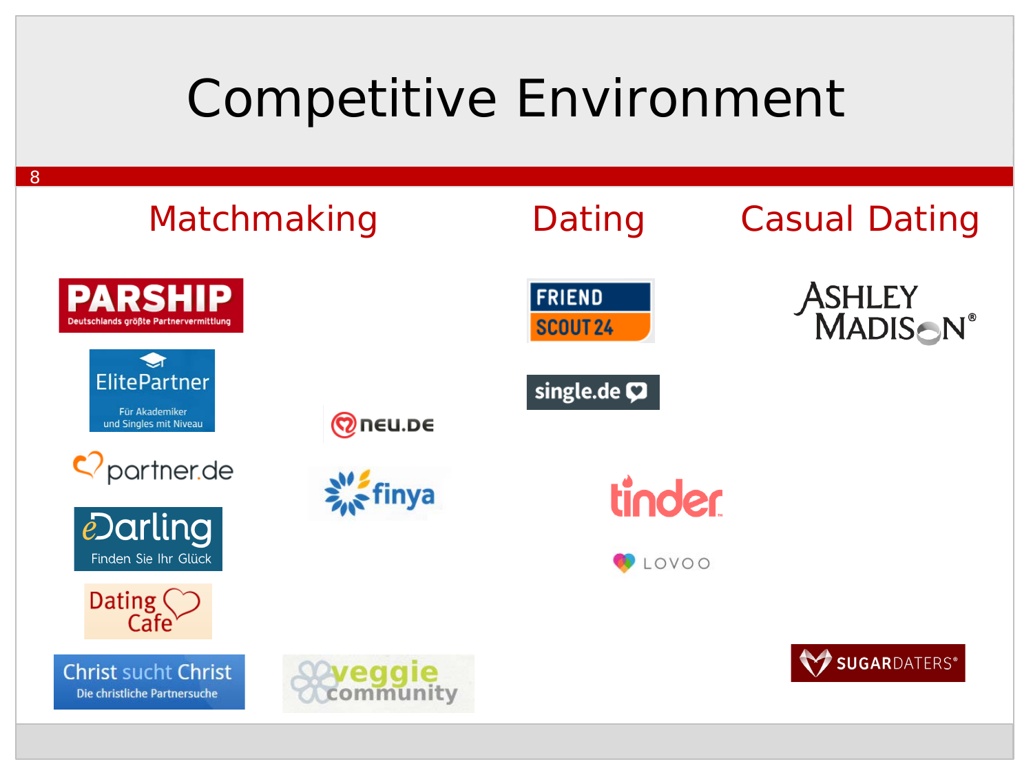# Competitive Environment

## Matchmaking

- PARSHIP – Deutschlands größte Partnervermittlung
- ElitePartner – Für Akademiker und Singles mit Niveau
- partner.de
- eDarling – Finden Sie Ihr Glück
- Dating Cafe
- Christ sucht Christ – Die christliche Partnersuche
- neu.de
- finya
- veggie community

## Dating

- FRIEND SCOUT 24
- single.de
- tinder
- LOVOO

## Casual Dating

- ASHLEY MADISON®
- SUGARDATERS®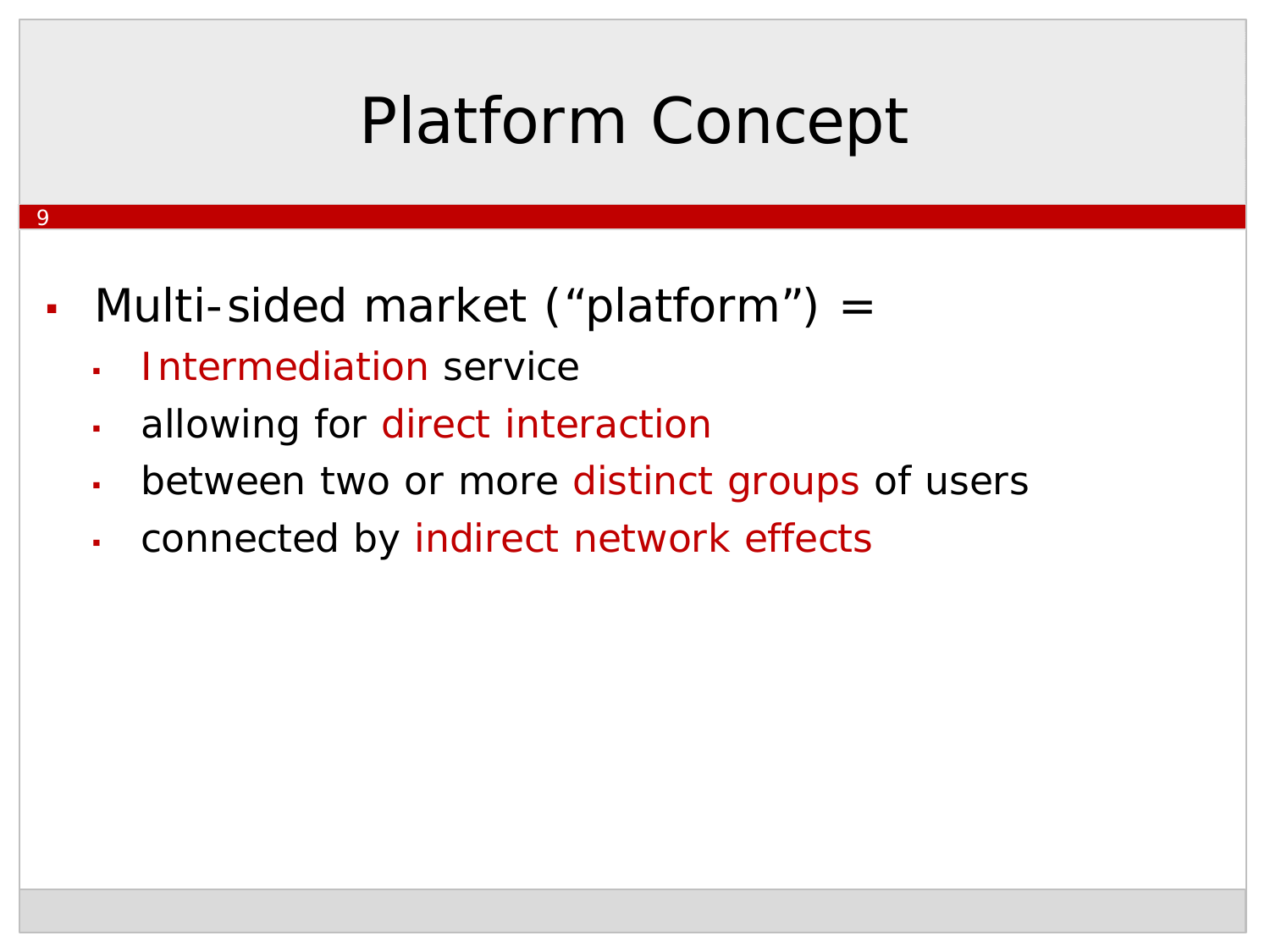# Platform Concept

- Multi-sided market (“platform”) =
  - Intermediation service
  - allowing for direct interaction
  - between two or more distinct groups of users
  - connected by indirect network effects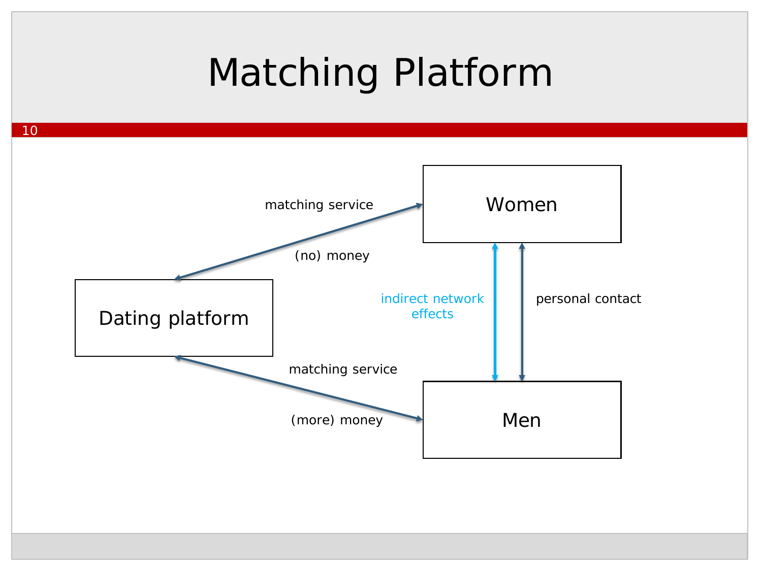# Matching Platform

Dating platform

Women

Men

matching service

(no) money

matching service

(more) money

indirect network effects

personal contact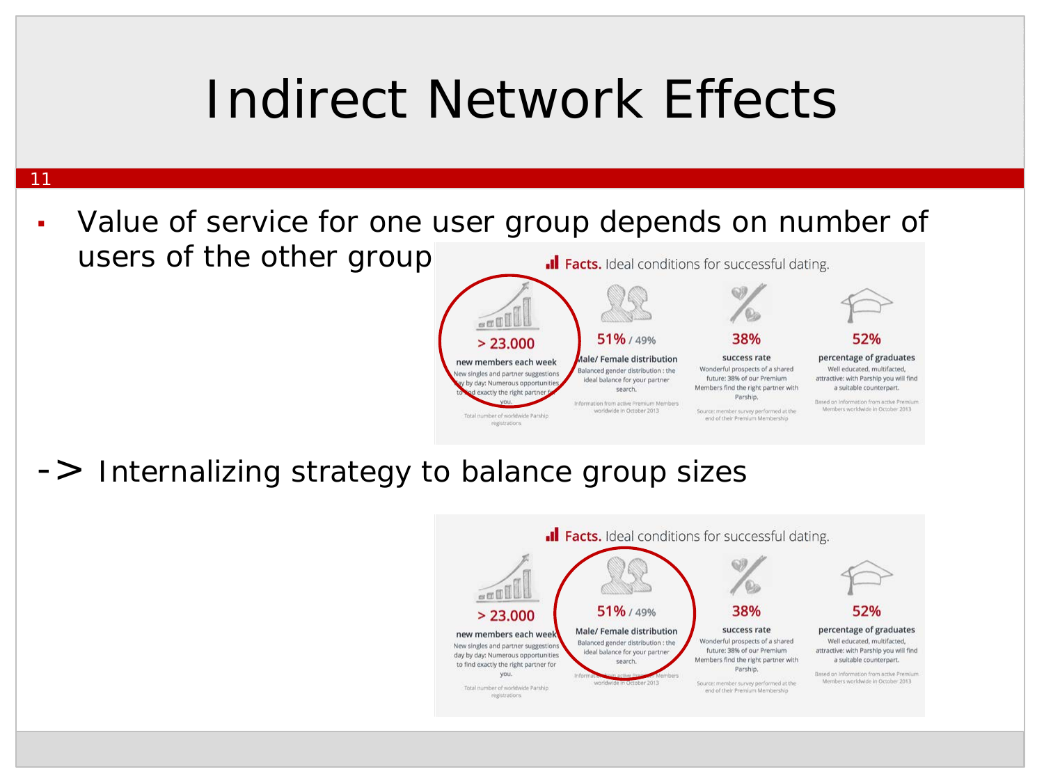# Indirect Network Effects

- Value of service for one user group depends on number of users of the other group

-> Internalizing strategy to balance group sizes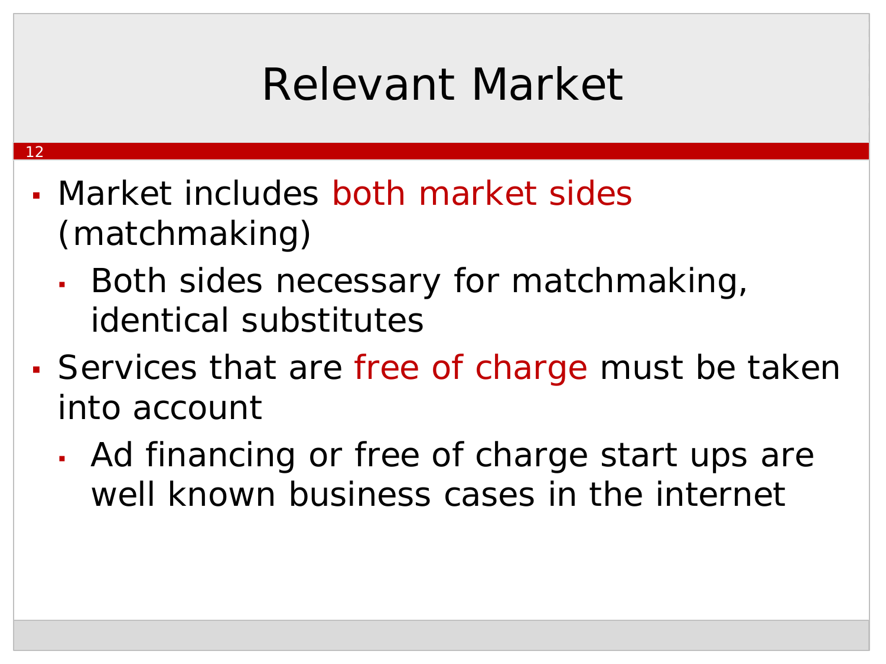# Relevant Market

- Market includes both market sides (matchmaking)
  - Both sides necessary for matchmaking, identical substitutes
- Services that are free of charge must be taken into account
  - Ad financing or free of charge start ups are well known business cases in the internet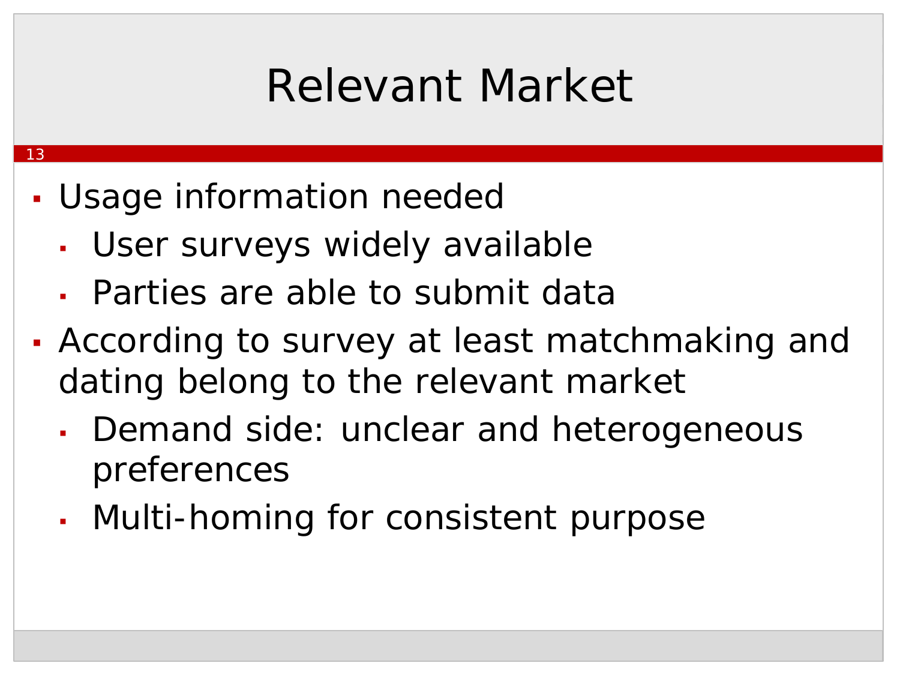# Relevant Market

- Usage information needed
  - User surveys widely available
  - Parties are able to submit data
- According to survey at least matchmaking and dating belong to the relevant market
  - Demand side: unclear and heterogeneous preferences
  - Multi-homing for consistent purpose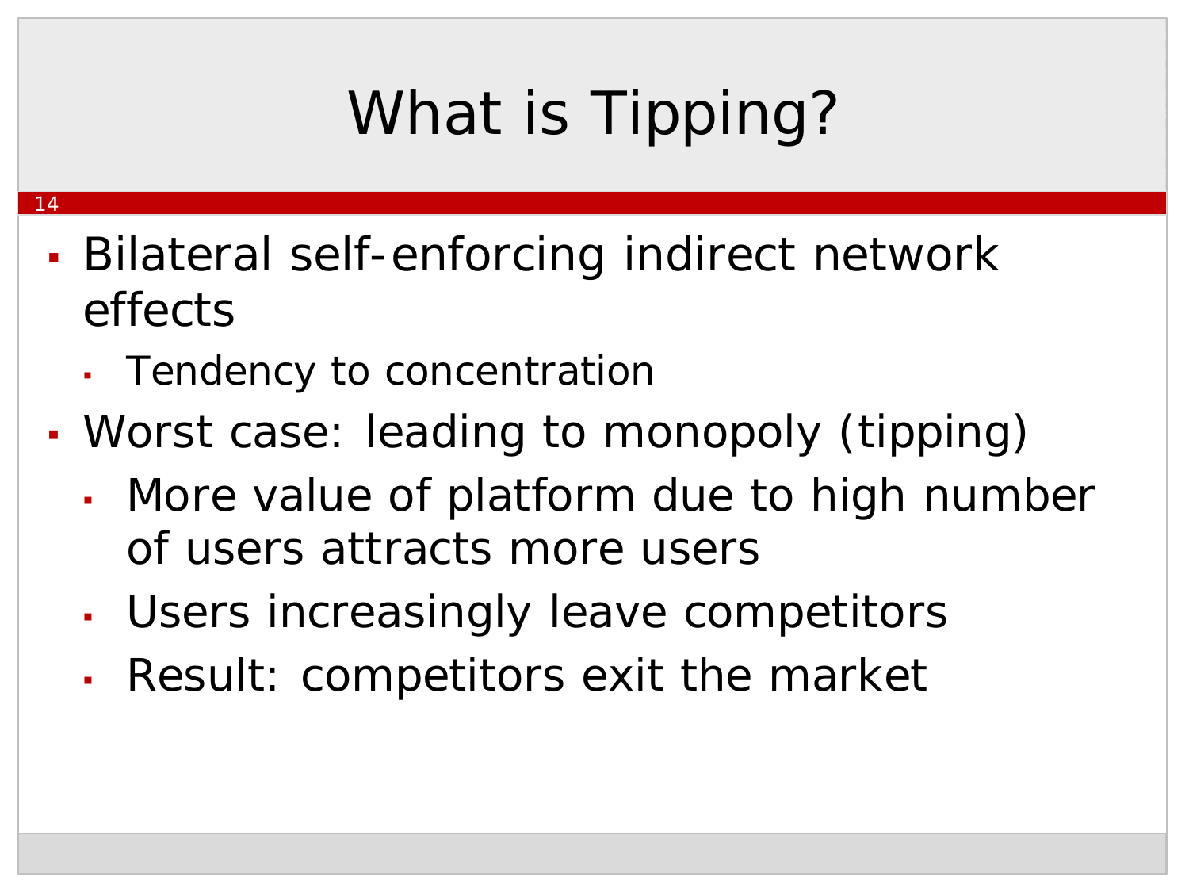# What is Tipping?

- Bilateral self-enforcing indirect network effects
  - Tendency to concentration
- Worst case: leading to monopoly (tipping)
  - More value of platform due to high number of users attracts more users
  - Users increasingly leave competitors
  - Result: competitors exit the market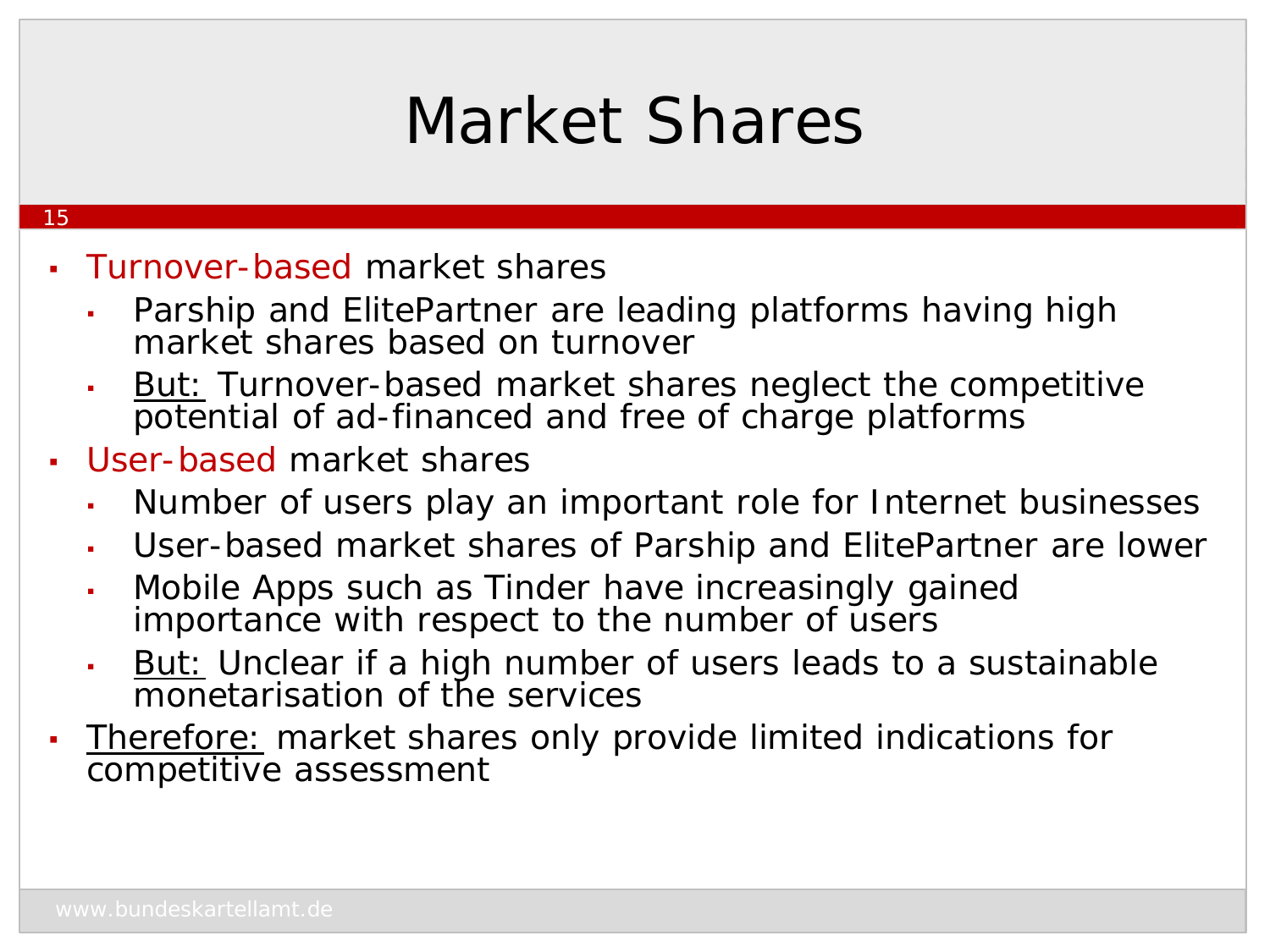# Market Shares

- Turnover-based market shares
  - Parship and ElitePartner are leading platforms having high market shares based on turnover
  - But: Turnover-based market shares neglect the competitive potential of ad-financed and free of charge platforms
- User-based market shares
  - Number of users play an important role for Internet businesses
  - User-based market shares of Parship and ElitePartner are lower
  - Mobile Apps such as Tinder have increasingly gained importance with respect to the number of users
  - But: Unclear if a high number of users leads to a sustainable monetarisation of the services
- Therefore: market shares only provide limited indications for competitive assessment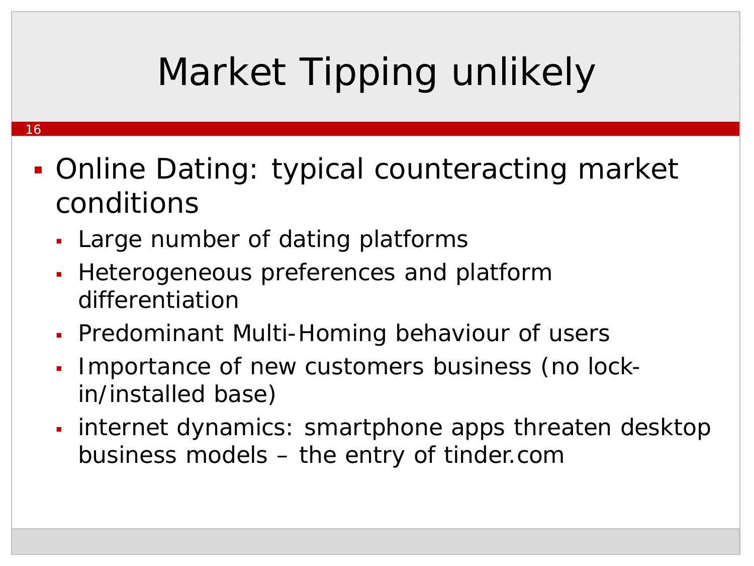# Market Tipping unlikely

- Online Dating: typical counteracting market conditions
  - Large number of dating platforms
  - Heterogeneous preferences and platform differentiation
  - Predominant Multi-Homing behaviour of users
  - Importance of new customers business (no lock-in/installed base)
  - internet dynamics: smartphone apps threaten desktop business models – the entry of tinder.com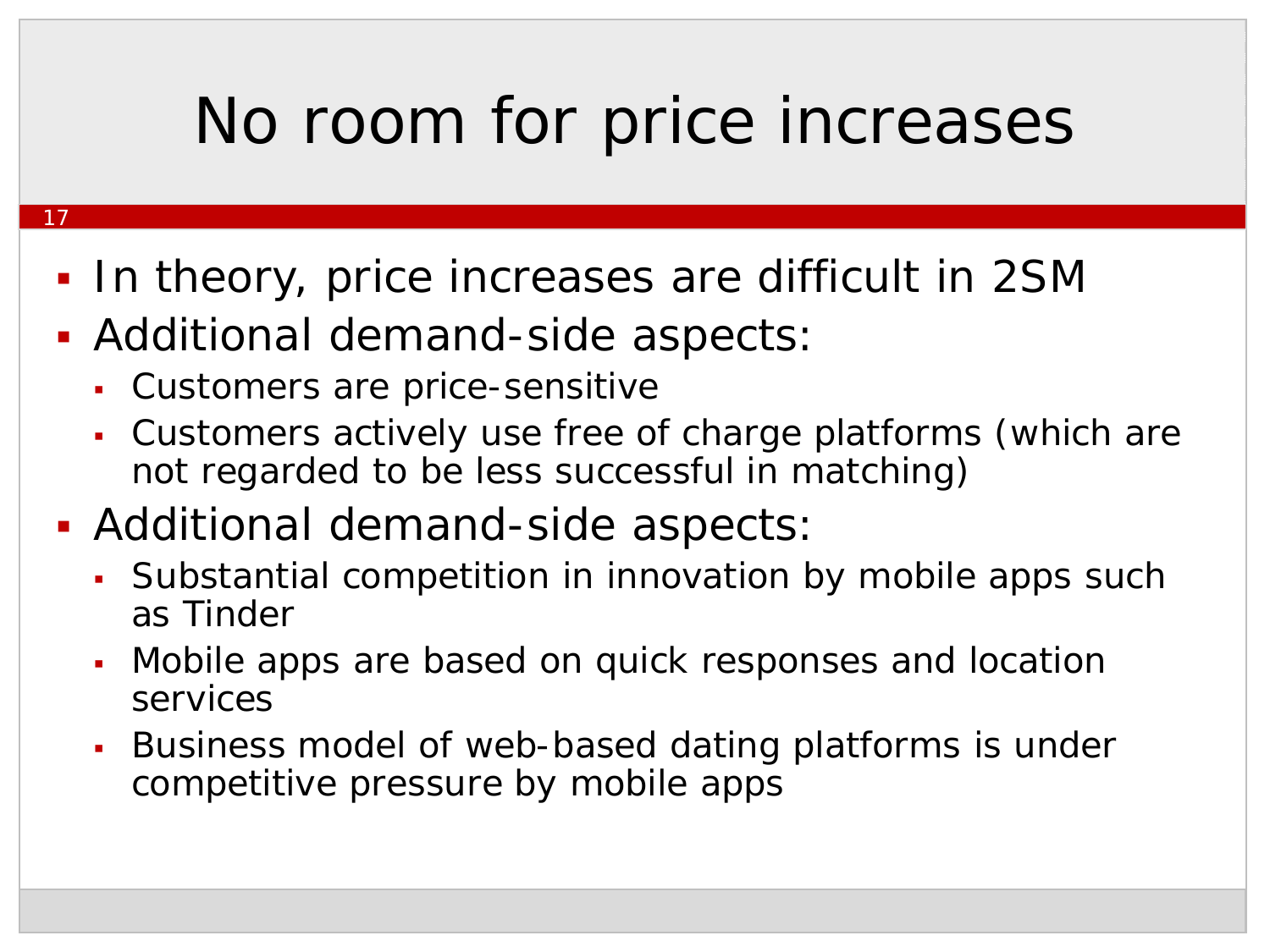# No room for price increases

- In theory, price increases are difficult in 2SM
- Additional demand-side aspects:
  - Customers are price-sensitive
  - Customers actively use free of charge platforms (which are not regarded to be less successful in matching)
- Additional demand-side aspects:
  - Substantial competition in innovation by mobile apps such as Tinder
  - Mobile apps are based on quick responses and location services
  - Business model of web-based dating platforms is under competitive pressure by mobile apps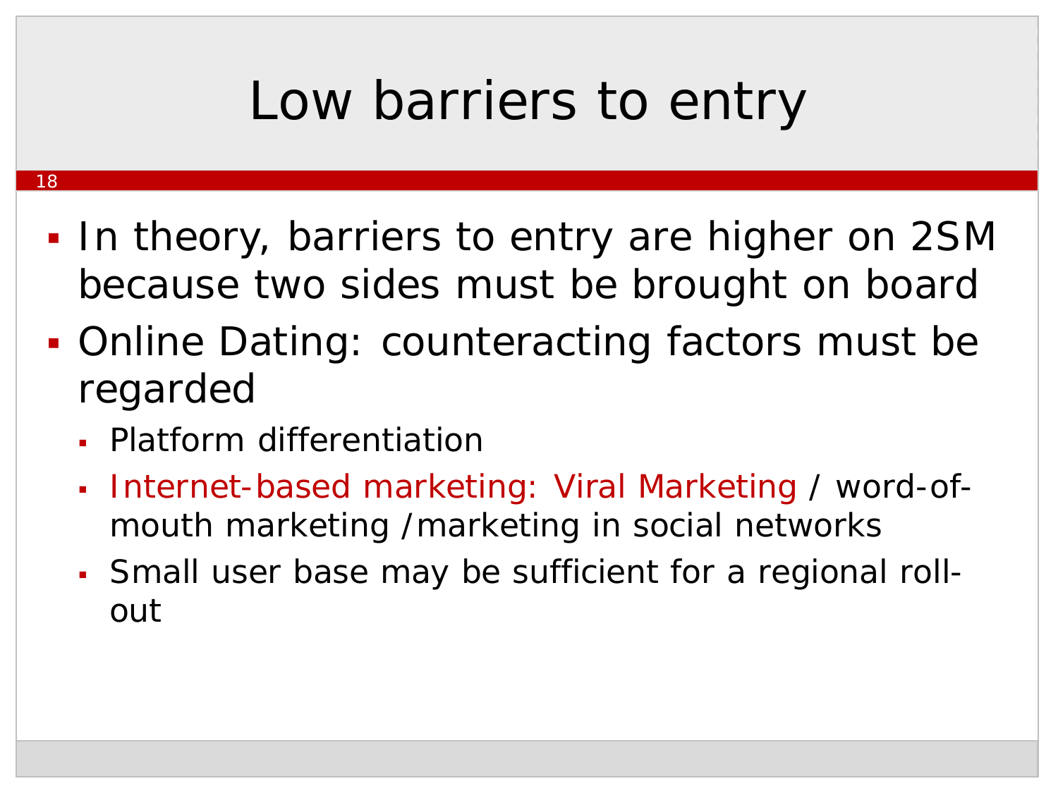# Low barriers to entry

- In theory, barriers to entry are higher on 2SM because two sides must be brought on board
- Online Dating: counteracting factors must be regarded
  - Platform differentiation
  - Internet-based marketing: Viral Marketing / word-of-mouth marketing /marketing in social networks
  - Small user base may be sufficient for a regional roll-out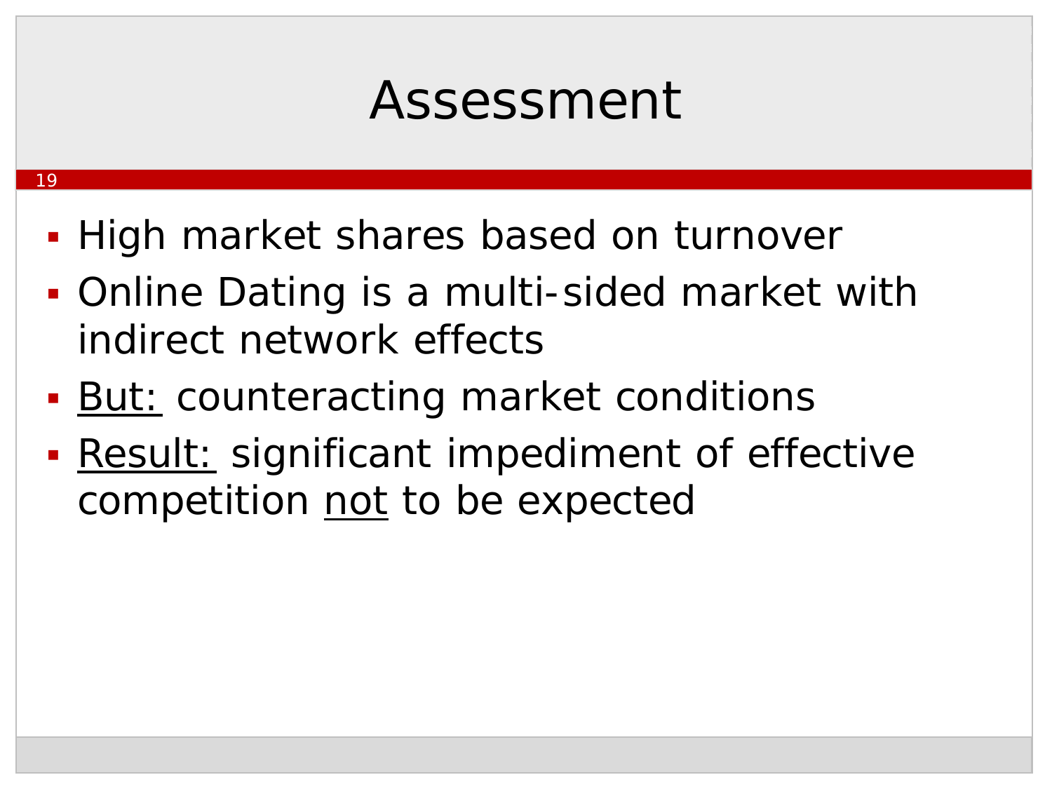# Assessment

- High market shares based on turnover
- Online Dating is a multi-sided market with indirect network effects
- But: counteracting market conditions
- Result: significant impediment of effective competition not to be expected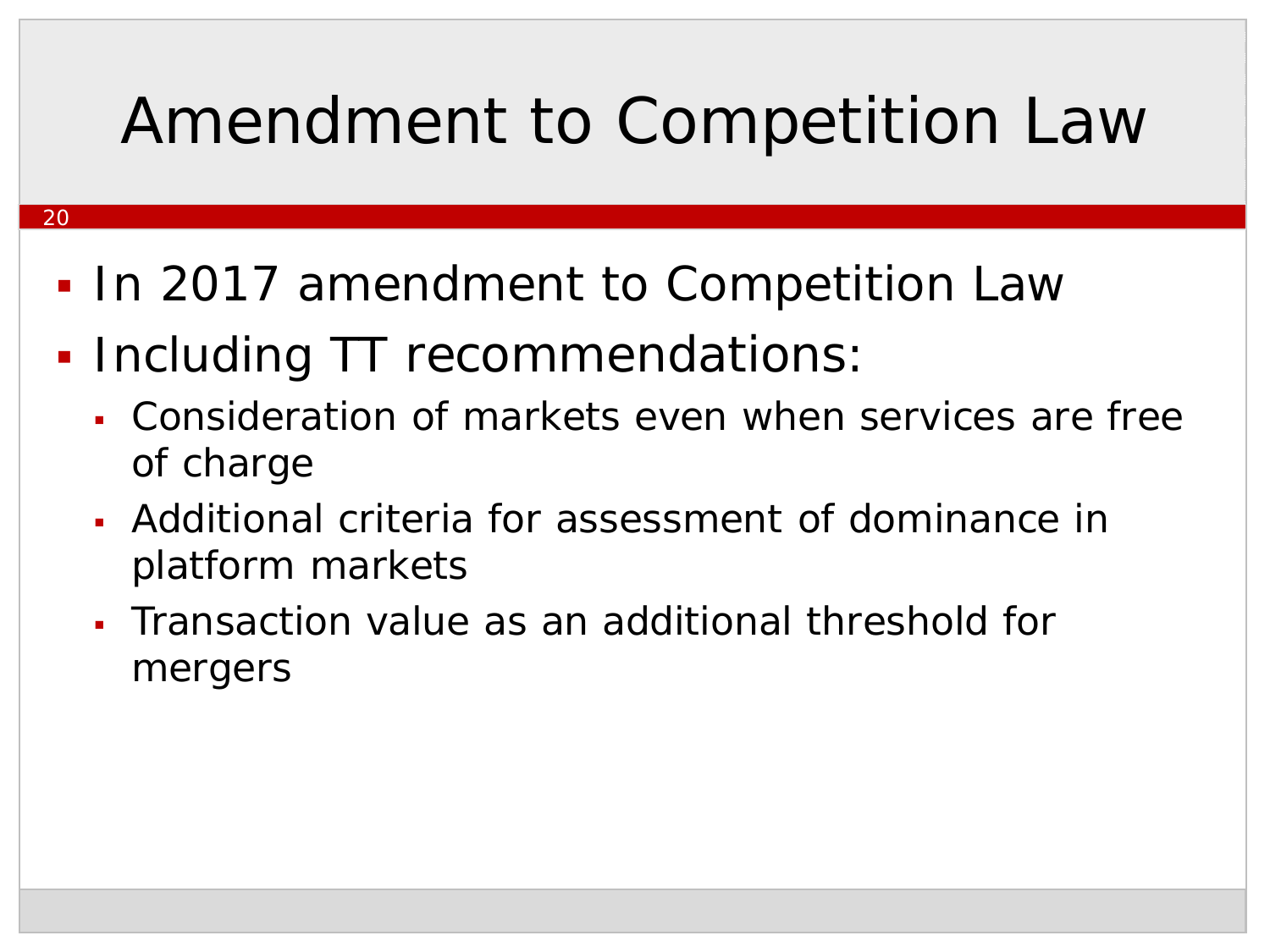# Amendment to Competition Law

- In 2017 amendment to Competition Law
- Including TT recommendations:
  - Consideration of markets even when services are free of charge
  - Additional criteria for assessment of dominance in platform markets
  - Transaction value as an additional threshold for mergers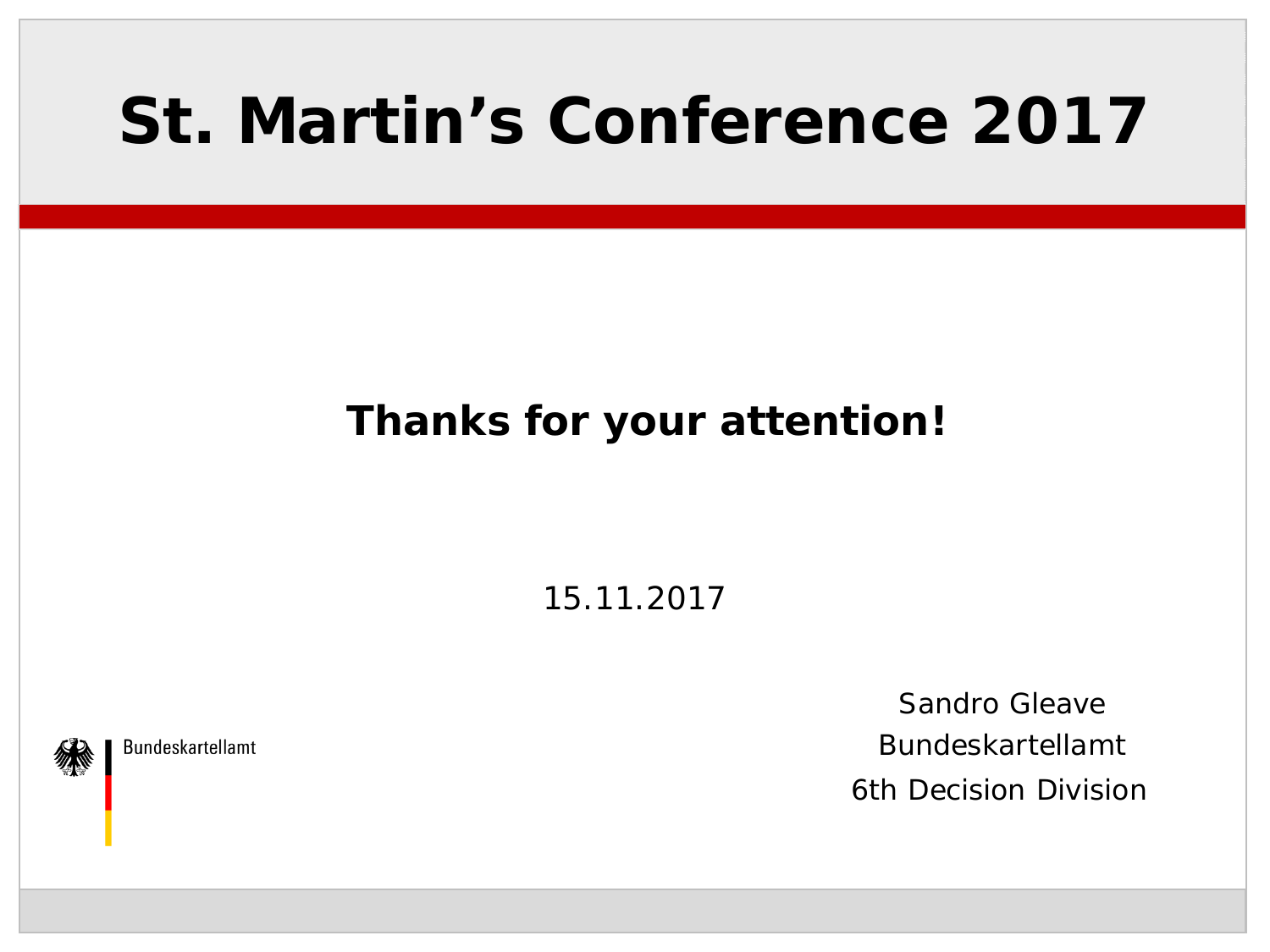# St. Martin’s Conference 2017

**Thanks for your attention!**

15.11.2017

Bundeskartellamt

Sandro Gleave
Bundeskartellamt
6th Decision Division